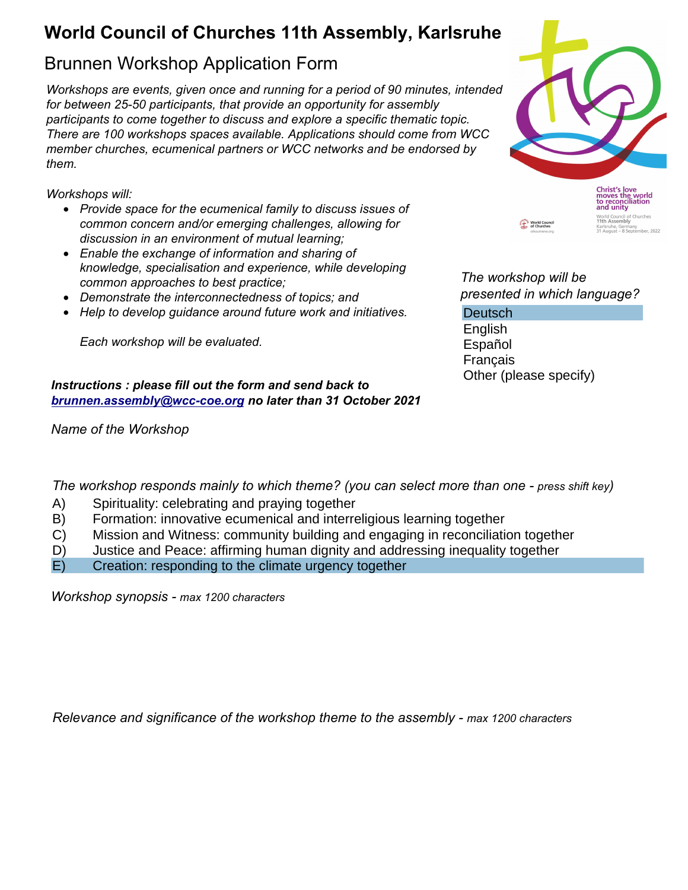# World Council of Churches 11th Assembly, Karlsruhe

## Brunnen Workshop Application Form

*Workshops are events, given once and running for a period of 90 minutes, intended for between 25-50 participants, that provide an opportunity for assembly participants to come together to discuss and explore a specific thematic topic. There are 100 workshops spaces available. Applications should come from WCC member churches, ecumenical partners or WCC networks and be endorsed by them.*

*Workshops will:*

- *Provide space for the ecumenical family to discuss issues of common concern and/or emerging challenges, allowing for discussion in an environment of mutual learning;*
- *Enable the exchange of information and sharing of knowledge, specialisation and experience, while developing common approaches to best practice;*
- *Demonstrate the interconnectedness of topics; and*
- *Help to develop guidance around future work and initiatives.*

*Each workshop will be evaluated.*

Christ's love moves the world to reconciliation and unity

World Council of Churches

World Council of Churches 11th Assembly
Karlsruhe, Germany
31 August – 8 September, 2022

oikoumene.org

*The workshop will be presented in which language?*

Deutsch
English
Español
Français
Other (please specify)

***Instructions : please fill out the form and send back to [brunnen.assembly@wcc-coe.org](mailto:brunnen.assembly@wcc-coe.org) no later than 31 October 2021***

*Name of the Workshop*

*The workshop responds mainly to which theme? (you can select more than one - press shift key)*

A) Spirituality: celebrating and praying together
B) Formation: innovative ecumenical and interreligious learning together
C) Mission and Witness: community building and engaging in reconciliation together
D) Justice and Peace: affirming human dignity and addressing inequality together
E) Creation: responding to the climate urgency together

*Workshop synopsis - max 1200 characters*

*Relevance and significance of the workshop theme to the assembly - max 1200 characters*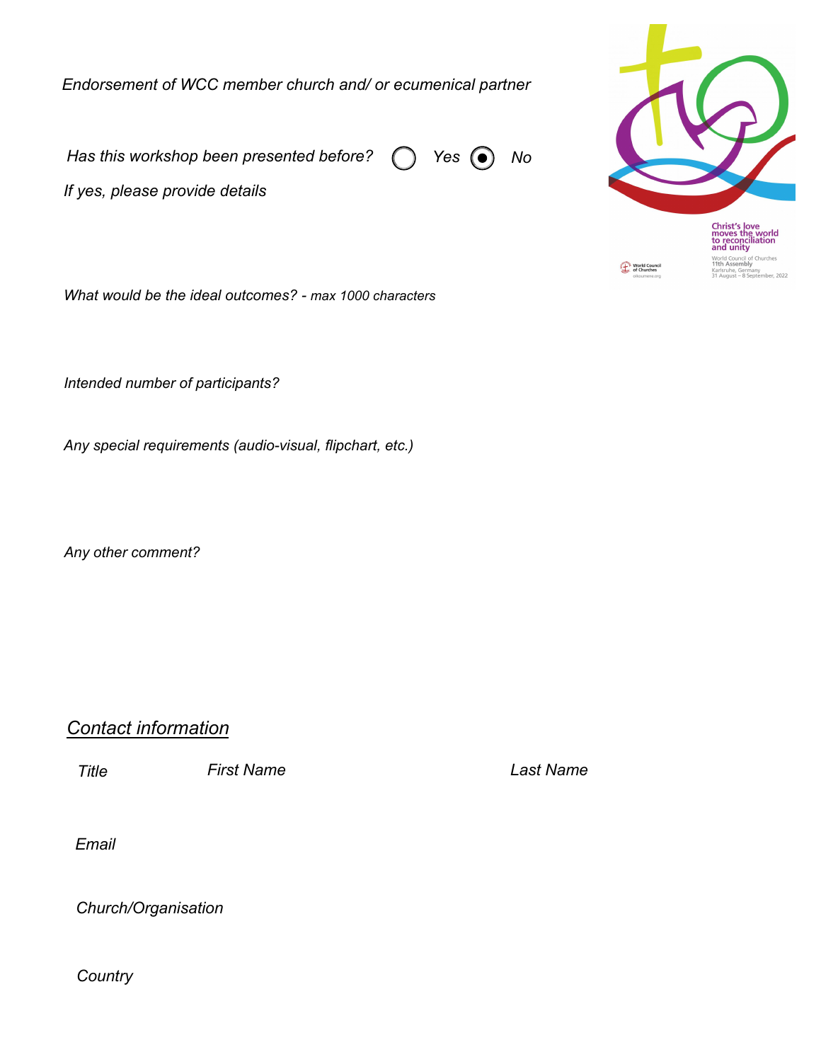*Endorsement of WCC member church and/ or ecumenical partner*

*Has this workshop been presented before?* ◯ *Yes* ◉ *No*

*If yes, please provide details*

Christ's love moves the world to reconciliation and unity

World Council of Churches

World Council of Churches 11th Assembly

Karlsruhe, Germany

31 August – 8 September, 2022

oikoumene.org

*What would be the ideal outcomes? - max 1000 characters*

*Intended number of participants?*

*Any special requirements (audio-visual, flipchart, etc.)*

*Any other comment?*

## *Contact information*

*Title* *First Name* *Last Name*

*Email*

*Church/Organisation*

*Country*